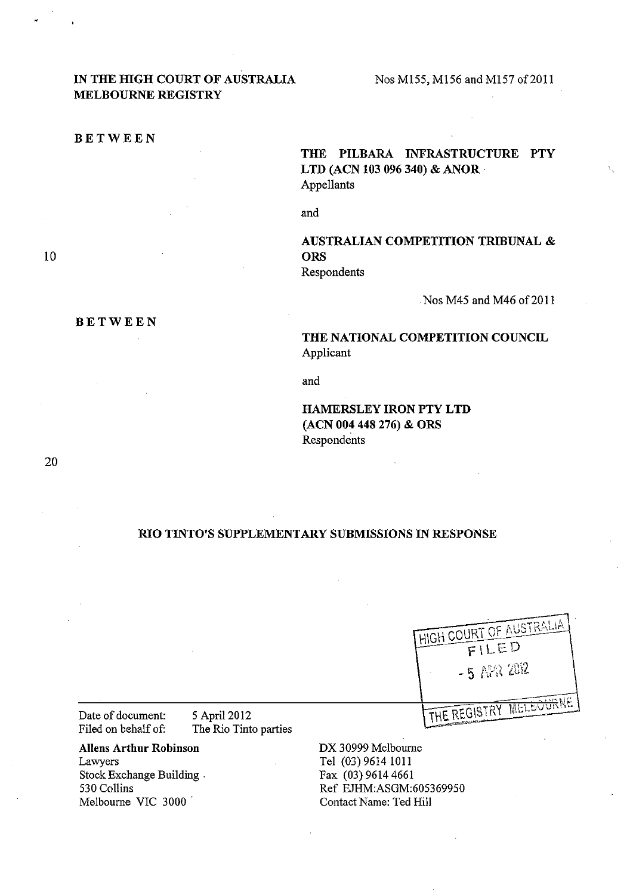IN THE HIGH COURT OF AUSTRALIA
MELBOURNE REGISTRY

Nos M155, M156 and M157 of 2011

BETWEEN

**THE PILBARA INFRASTRUCTURE PTY LTD (ACN 103 096 340) & ANOR**
Appellants

and

**AUSTRALIAN COMPETITION TRIBUNAL & ORS**
Respondents

Nos M45 and M46 of 2011

BETWEEN

**THE NATIONAL COMPETITION COUNCIL**
Applicant

and

**HAMERSLEY IRON PTY LTD (ACN 004 448 276) & ORS**
Respondents

## RIO TINTO'S SUPPLEMENTARY SUBMISSIONS IN RESPONSE

HIGH COURT OF AUSTRALIA
FILED
- 5 APR 2012
THE REGISTRY MELBOURNE

Date of document: 5 April 2012
Filed on behalf of: The Rio Tinto parties

**Allens Arthur Robinson**
Lawyers
Stock Exchange Building
530 Collins
Melbourne VIC 3000

DX 30999 Melbourne
Tel (03) 9614 1011
Fax (03) 9614 4661
Ref EJHM:ASGM:605369950
Contact Name: Ted Hill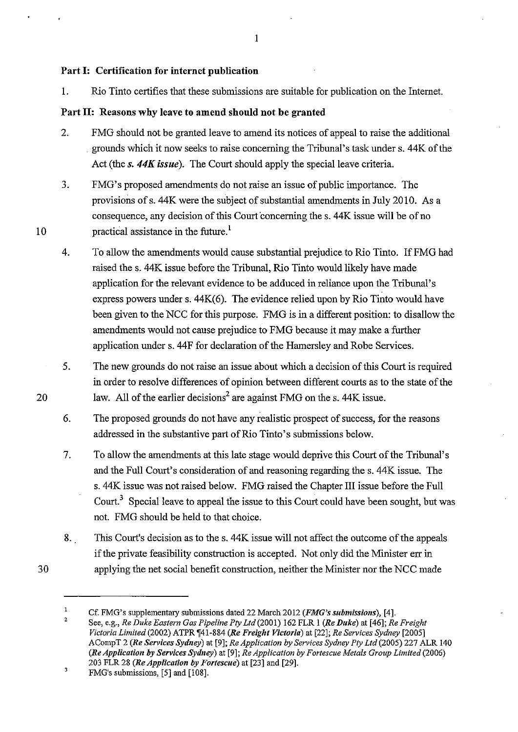**Part I: Certification for internet publication**

1. Rio Tinto certifies that these submissions are suitable for publication on the Internet.

**Part II: Reasons why leave to amend should not be granted**

2. FMG should not be granted leave to amend its notices of appeal to raise the additional grounds which it now seeks to raise concerning the Tribunal's task under s. 44K of the Act (the ***s. 44K issue***). The Court should apply the special leave criteria.

3. FMG's proposed amendments do not raise an issue of public importance. The provisions of s. 44K were the subject of substantial amendments in July 2010. As a consequence, any decision of this Court concerning the s. 44K issue will be of no practical assistance in the future.[1]

4. To allow the amendments would cause substantial prejudice to Rio Tinto. If FMG had raised the s. 44K issue before the Tribunal, Rio Tinto would likely have made application for the relevant evidence to be adduced in reliance upon the Tribunal's express powers under s. 44K(6). The evidence relied upon by Rio Tinto would have been given to the NCC for this purpose. FMG is in a different position: to disallow the amendments would not cause prejudice to FMG because it may make a further application under s. 44F for declaration of the Hamersley and Robe Services.

5. The new grounds do not raise an issue about which a decision of this Court is required in order to resolve differences of opinion between different courts as to the state of the law. All of the earlier decisions[2] are against FMG on the s. 44K issue.

6. The proposed grounds do not have any realistic prospect of success, for the reasons addressed in the substantive part of Rio Tinto's submissions below.

7. To allow the amendments at this late stage would deprive this Court of the Tribunal's and the Full Court's consideration of and reasoning regarding the s. 44K issue. The s. 44K issue was not raised below. FMG raised the Chapter III issue before the Full Court.[3] Special leave to appeal the issue to this Court could have been sought, but was not. FMG should be held to that choice.

8. This Court's decision as to the s. 44K issue will not affect the outcome of the appeals if the private feasibility construction is accepted. Not only did the Minister err in applying the net social benefit construction, neither the Minister nor the NCC made

---

[1] Cf. FMG's supplementary submissions dated 22 March 2012 (***FMG's submissions***), [4].

[2] See, e.g., *Re Duke Eastern Gas Pipeline Pty Ltd* (2001) 162 FLR 1 (***Re Duke***) at [46]; *Re Freight Victoria Limited* (2002) ATPR ¶41-884 (***Re Freight Victoria***) at [22]; *Re Services Sydney* [2005] ACompT 2 (***Re Services Sydney***) at [9]; *Re Application by Services Sydney Pty Ltd* (2005) 227 ALR 140 (***Re Application by Services Sydney***) at [9]; *Re Application by Fortescue Metals Group Limited* (2006) 203 FLR 28 (***Re Application by Fortescue***) at [23] and [29].

[3] FMG's submissions, [5] and [108].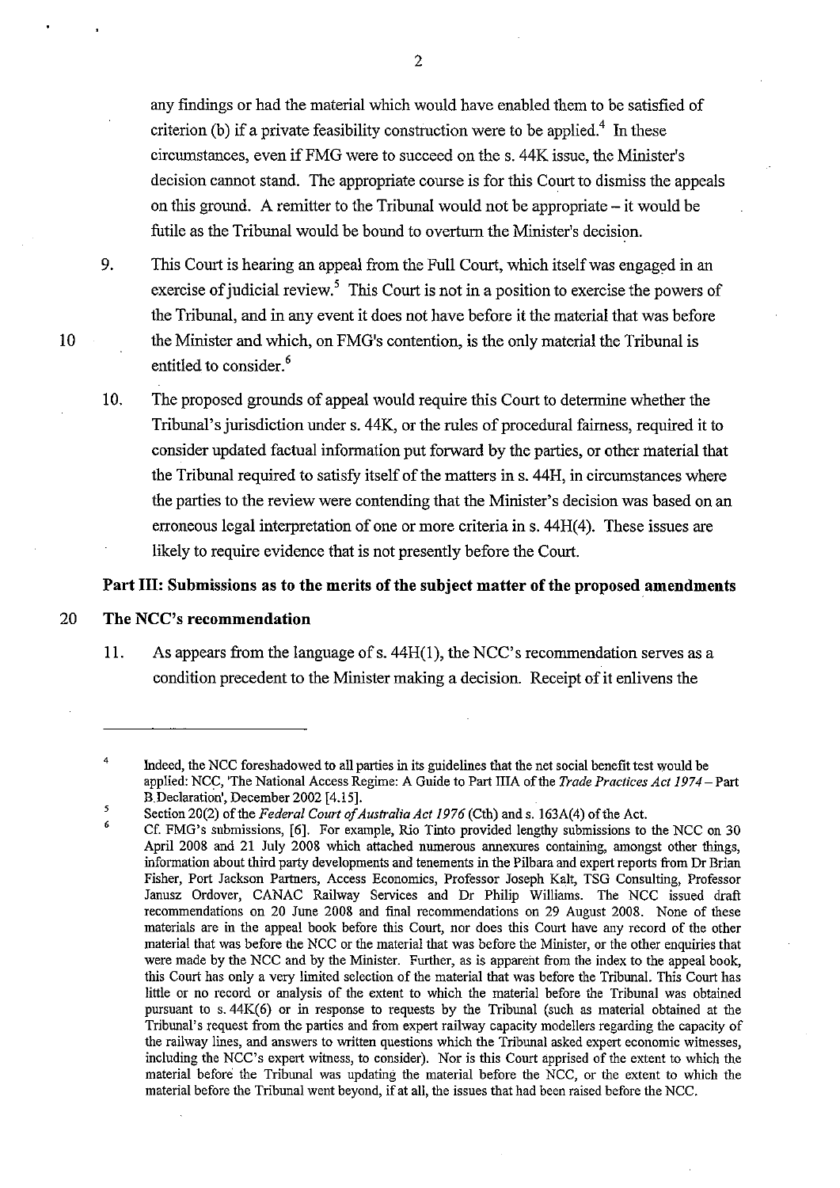any findings or had the material which would have enabled them to be satisfied of criterion (b) if a private feasibility construction were to be applied.[4] In these circumstances, even if FMG were to succeed on the s. 44K issue, the Minister's decision cannot stand. The appropriate course is for this Court to dismiss the appeals on this ground. A remitter to the Tribunal would not be appropriate – it would be futile as the Tribunal would be bound to overturn the Minister's decision.

9. This Court is hearing an appeal from the Full Court, which itself was engaged in an exercise of judicial review.[5] This Court is not in a position to exercise the powers of the Tribunal, and in any event it does not have before it the material that was before the Minister and which, on FMG's contention, is the only material the Tribunal is entitled to consider.[6]

10. The proposed grounds of appeal would require this Court to determine whether the Tribunal's jurisdiction under s. 44K, or the rules of procedural fairness, required it to consider updated factual information put forward by the parties, or other material that the Tribunal required to satisfy itself of the matters in s. 44H, in circumstances where the parties to the review were contending that the Minister's decision was based on an erroneous legal interpretation of one or more criteria in s. 44H(4). These issues are likely to require evidence that is not presently before the Court.

## Part III: Submissions as to the merits of the subject matter of the proposed amendments

### The NCC's recommendation

11. As appears from the language of s. 44H(1), the NCC's recommendation serves as a condition precedent to the Minister making a decision. Receipt of it enlivens the

---

[4] Indeed, the NCC foreshadowed to all parties in its guidelines that the net social benefit test would be applied: NCC, 'The National Access Regime: A Guide to Part IIIA of the *Trade Practices Act 1974* – Part B Declaration', December 2002 [4.15].

[5] Section 20(2) of the *Federal Court of Australia Act 1976* (Cth) and s. 163A(4) of the Act.

[6] Cf. FMG's submissions, [6]. For example, Rio Tinto provided lengthy submissions to the NCC on 30 April 2008 and 21 July 2008 which attached numerous annexures containing, amongst other things, information about third party developments and tenements in the Pilbara and expert reports from Dr Brian Fisher, Port Jackson Partners, Access Economics, Professor Joseph Kalt, TSG Consulting, Professor Janusz Ordover, CANAC Railway Services and Dr Philip Williams. The NCC issued draft recommendations on 20 June 2008 and final recommendations on 29 August 2008. None of these materials are in the appeal book before this Court, nor does this Court have any record of the other material that was before the NCC or the material that was before the Minister, or the other enquiries that were made by the NCC and by the Minister. Further, as is apparent from the index to the appeal book, this Court has only a very limited selection of the material that was before the Tribunal. This Court has little or no record or analysis of the extent to which the material before the Tribunal was obtained pursuant to s. 44K(6) or in response to requests by the Tribunal (such as material obtained at the Tribunal's request from the parties and from expert railway capacity modellers regarding the capacity of the railway lines, and answers to written questions which the Tribunal asked expert economic witnesses, including the NCC's expert witness, to consider). Nor is this Court apprised of the extent to which the material before the Tribunal was updating the material before the NCC, or the extent to which the material before the Tribunal went beyond, if at all, the issues that had been raised before the NCC.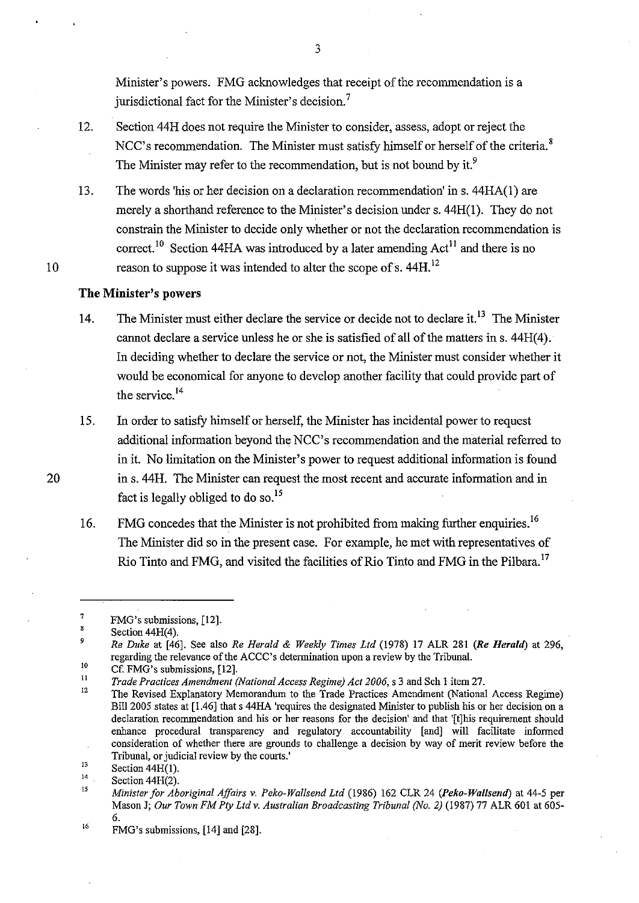Minister's powers. FMG acknowledges that receipt of the recommendation is a jurisdictional fact for the Minister's decision.[7]

12. Section 44H does not require the Minister to consider, assess, adopt or reject the NCC's recommendation. The Minister must satisfy himself or herself of the criteria.[8] The Minister may refer to the recommendation, but is not bound by it.[9]

13. The words 'his or her decision on a declaration recommendation' in s. 44HA(1) are merely a shorthand reference to the Minister's decision under s. 44H(1). They do not constrain the Minister to decide only whether or not the declaration recommendation is correct.[10] Section 44HA was introduced by a later amending Act[11] and there is no reason to suppose it was intended to alter the scope of s. 44H.[12]

### The Minister's powers

14. The Minister must either declare the service or decide not to declare it.[13] The Minister cannot declare a service unless he or she is satisfied of all of the matters in s. 44H(4). In deciding whether to declare the service or not, the Minister must consider whether it would be economical for anyone to develop another facility that could provide part of the service.[14]

15. In order to satisfy himself or herself, the Minister has incidental power to request additional information beyond the NCC's recommendation and the material referred to in it. No limitation on the Minister's power to request additional information is found in s. 44H. The Minister can request the most recent and accurate information and in fact is legally obliged to do so.[15]

16. FMG concedes that the Minister is not prohibited from making further enquiries.[16] The Minister did so in the present case. For example, he met with representatives of Rio Tinto and FMG, and visited the facilities of Rio Tinto and FMG in the Pilbara.[17]

---

[7] FMG's submissions, [12].

[8] Section 44H(4).

[9] *Re Duke* at [46]. See also *Re Herald & Weekly Times Ltd* (1978) 17 ALR 281 (***Re Herald***) at 296, regarding the relevance of the ACCC's determination upon a review by the Tribunal.

[10] Cf. FMG's submissions, [12].

[11] *Trade Practices Amendment (National Access Regime) Act 2006*, s 3 and Sch 1 item 27.

[12] The Revised Explanatory Memorandum to the Trade Practices Amendment (National Access Regime) Bill 2005 states at [1.46] that s 44HA 'requires the designated Minister to publish his or her decision on a declaration recommendation and his or her reasons for the decision' and that '[t]his requirement should enhance procedural transparency and regulatory accountability [and] will facilitate informed consideration of whether there are grounds to challenge a decision by way of merit review before the Tribunal, or judicial review by the courts.'

[13] Section 44H(1).

[14] Section 44H(2).

[15] *Minister for Aboriginal Affairs v. Peko-Wallsend Ltd* (1986) 162 CLR 24 (***Peko-Wallsend***) at 44-5 per Mason J; *Our Town FM Pty Ltd v. Australian Broadcasting Tribunal (No. 2)* (1987) 77 ALR 601 at 605-6.

[16] FMG's submissions, [14] and [28].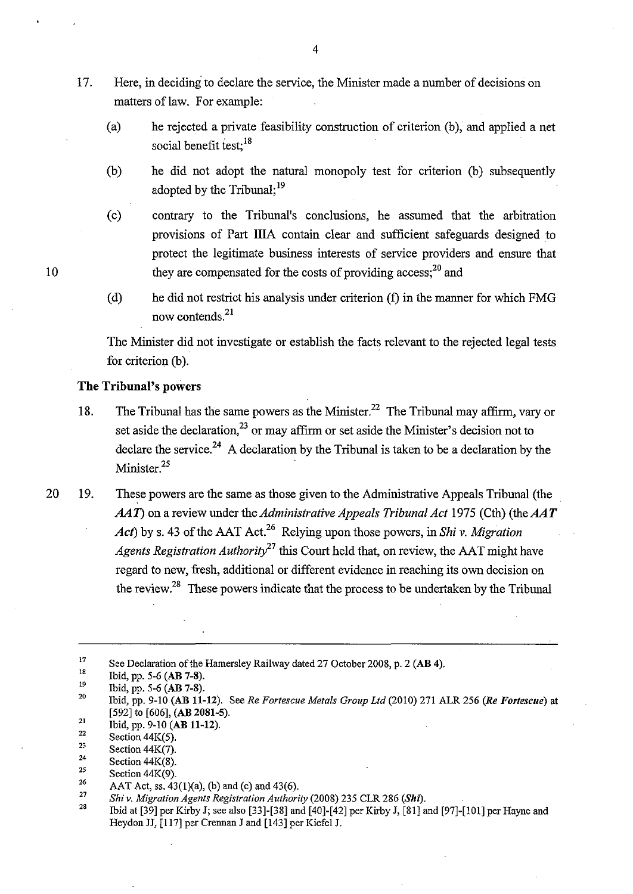17. Here, in deciding to declare the service, the Minister made a number of decisions on matters of law. For example:

    (a) he rejected a private feasibility construction of criterion (b), and applied a net social benefit test;[18]

    (b) he did not adopt the natural monopoly test for criterion (b) subsequently adopted by the Tribunal;[19]

    (c) contrary to the Tribunal's conclusions, he assumed that the arbitration provisions of Part IIIA contain clear and sufficient safeguards designed to protect the legitimate business interests of service providers and ensure that they are compensated for the costs of providing access;[20] and

    (d) he did not restrict his analysis under criterion (f) in the manner for which FMG now contends.[21]

    The Minister did not investigate or establish the facts relevant to the rejected legal tests for criterion (b).

**The Tribunal's powers**

18. The Tribunal has the same powers as the Minister.[22] The Tribunal may affirm, vary or set aside the declaration,[23] or may affirm or set aside the Minister's decision not to declare the service.[24] A declaration by the Tribunal is taken to be a declaration by the Minister.[25]

19. These powers are the same as those given to the Administrative Appeals Tribunal (the ***AAT***) on a review under the *Administrative Appeals Tribunal Act* 1975 (Cth) (the ***AAT Act***) by s. 43 of the AAT Act.[26] Relying upon those powers, in *Shi v. Migration Agents Registration Authority*[27] this Court held that, on review, the AAT might have regard to new, fresh, additional or different evidence in reaching its own decision on the review.[28] These powers indicate that the process to be undertaken by the Tribunal

---

[17] See Declaration of the Hamersley Railway dated 27 October 2008, p. 2 (**AB 4**).

[18] Ibid, pp. 5-6 (**AB 7-8**).

[19] Ibid, pp. 5-6 (**AB 7-8**).

[20] Ibid, pp. 9-10 (**AB 11-12**). See *Re Fortescue Metals Group Ltd* (2010) 271 ALR 256 (***Re Fortescue***) at [592] to [606], (**AB 2081-5**).

[21] Ibid, pp. 9-10 (**AB 11-12**).

[22] Section 44K(5).

[23] Section 44K(7).

[24] Section 44K(8).

[25] Section 44K(9).

[26] AAT Act, ss. 43(1)(a), (b) and (c) and 43(6).

[27] *Shi v. Migration Agents Registration Authority* (2008) 235 CLR 286 (***Shi***).

[28] Ibid at [39] per Kirby J; see also [33]-[38] and [40]-[42] per Kirby J, [81] and [97]-[101] per Hayne and Heydon JJ, [117] per Crennan J and [143] per Kiefel J.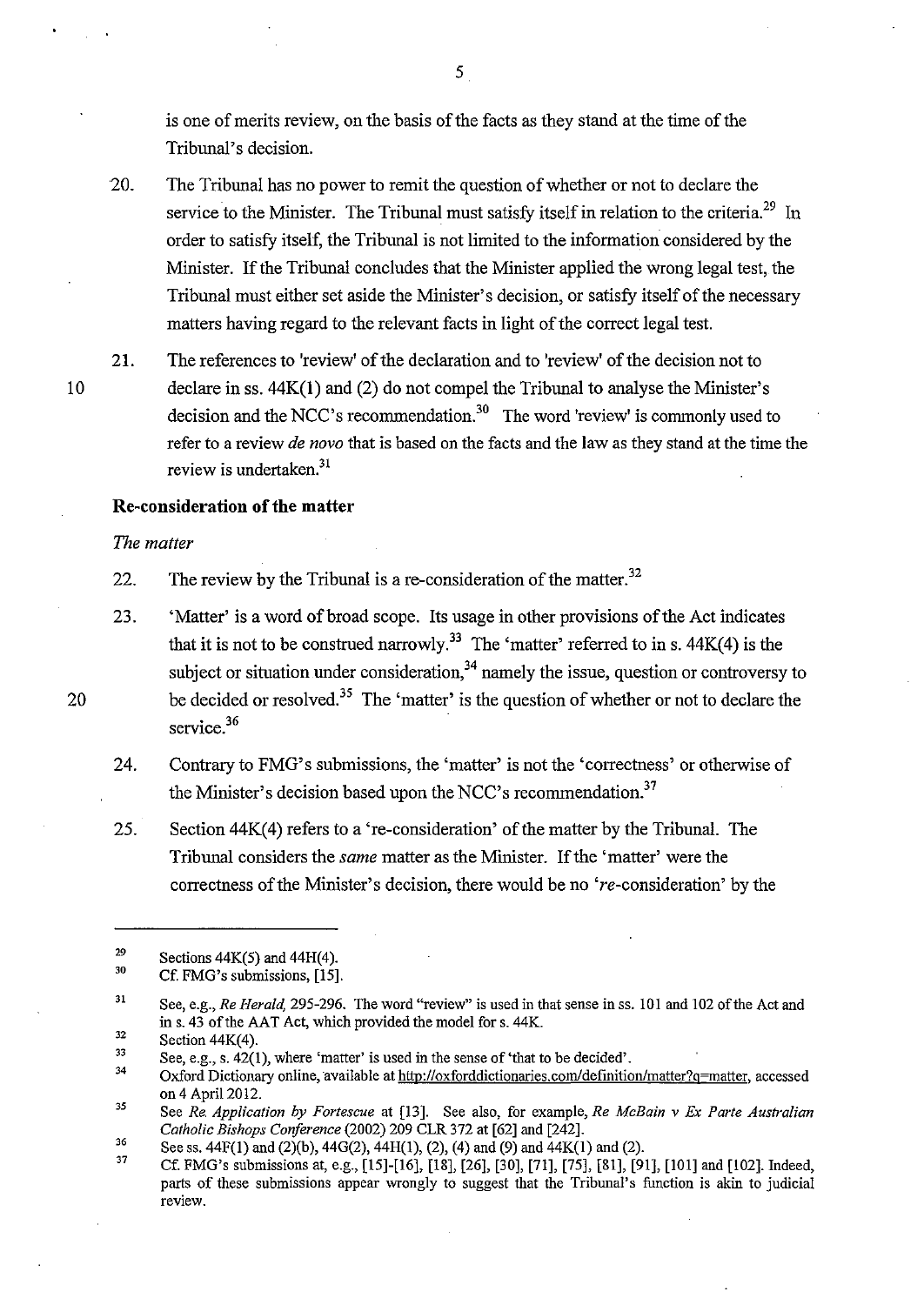is one of merits review, on the basis of the facts as they stand at the time of the Tribunal's decision.

20. The Tribunal has no power to remit the question of whether or not to declare the service to the Minister. The Tribunal must satisfy itself in relation to the criteria.[29] In order to satisfy itself, the Tribunal is not limited to the information considered by the Minister. If the Tribunal concludes that the Minister applied the wrong legal test, the Tribunal must either set aside the Minister's decision, or satisfy itself of the necessary matters having regard to the relevant facts in light of the correct legal test.

21. The references to 'review' of the declaration and to 'review' of the decision not to declare in ss. 44K(1) and (2) do not compel the Tribunal to analyse the Minister's decision and the NCC's recommendation.[30] The word 'review' is commonly used to refer to a review *de novo* that is based on the facts and the law as they stand at the time the review is undertaken.[31]

**Re-consideration of the matter**

*The matter*

22. The review by the Tribunal is a re-consideration of the matter.[32]

23. 'Matter' is a word of broad scope. Its usage in other provisions of the Act indicates that it is not to be construed narrowly.[33] The 'matter' referred to in s. 44K(4) is the subject or situation under consideration,[34] namely the issue, question or controversy to be decided or resolved.[35] The 'matter' is the question of whether or not to declare the service.[36]

24. Contrary to FMG's submissions, the 'matter' is not the 'correctness' or otherwise of the Minister's decision based upon the NCC's recommendation.[37]

25. Section 44K(4) refers to a 're-consideration' of the matter by the Tribunal. The Tribunal considers the *same* matter as the Minister. If the 'matter' were the correctness of the Minister's decision, there would be no '*re*-consideration' by the

---

[29] Sections 44K(5) and 44H(4).

[30] Cf. FMG's submissions, [15].

[31] See, e.g., *Re Herald*, 295-296. The word "review" is used in that sense in ss. 101 and 102 of the Act and in s. 43 of the AAT Act, which provided the model for s. 44K.

[32] Section 44K(4).

[33] See, e.g., s. 42(1), where 'matter' is used in the sense of 'that to be decided'.

[34] Oxford Dictionary online, available at http://oxforddictionaries.com/definition/matter?q=matter, accessed on 4 April 2012.

[35] See *Re Application by Fortescue* at [13]. See also, for example, *Re McBain v Ex Parte Australian Catholic Bishops Conference* (2002) 209 CLR 372 at [62] and [242].

[36] See ss. 44F(1) and (2)(b), 44G(2), 44H(1), (2), (4) and (9) and 44K(1) and (2).

[37] Cf. FMG's submissions at, e.g., [15]-[16], [18], [26], [30], [71], [75], [81], [91], [101] and [102]. Indeed, parts of these submissions appear wrongly to suggest that the Tribunal's function is akin to judicial review.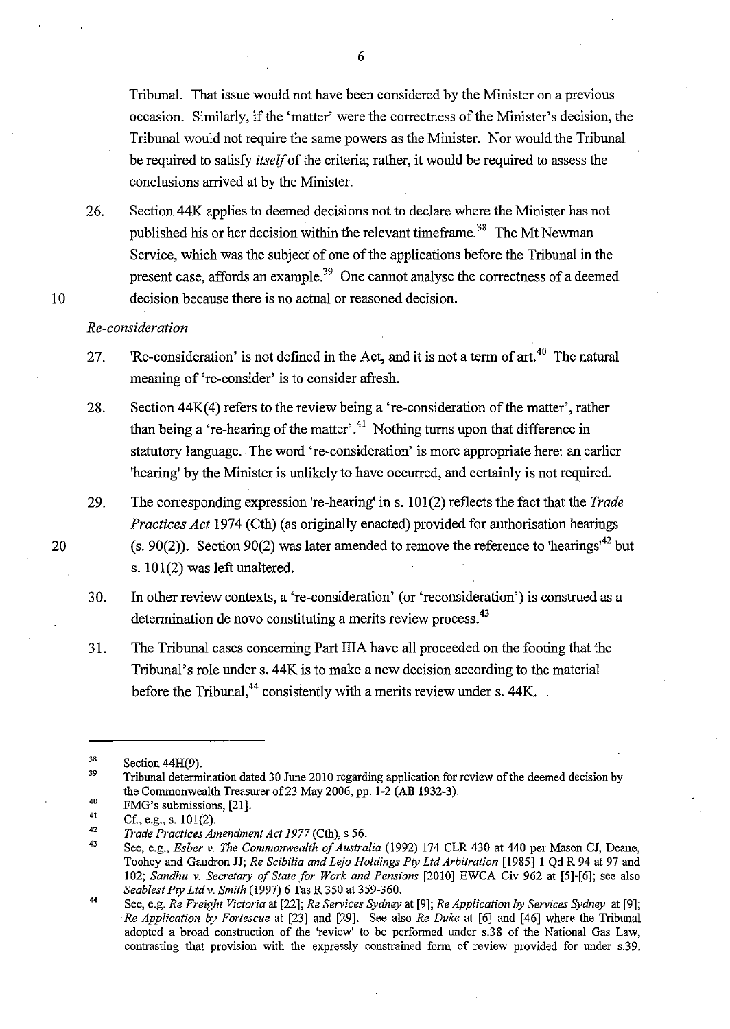Tribunal. That issue would not have been considered by the Minister on a previous occasion. Similarly, if the 'matter' were the correctness of the Minister's decision, the Tribunal would not require the same powers as the Minister. Nor would the Tribunal be required to satisfy *itself* of the criteria; rather, it would be required to assess the conclusions arrived at by the Minister.

26. Section 44K applies to deemed decisions not to declare where the Minister has not published his or her decision within the relevant timeframe.[38] The Mt Newman Service, which was the subject of one of the applications before the Tribunal in the present case, affords an example.[39] One cannot analyse the correctness of a deemed decision because there is no actual or reasoned decision.

*Re-consideration*

27. 'Re-consideration' is not defined in the Act, and it is not a term of art.[40] The natural meaning of 're-consider' is to consider afresh.

28. Section 44K(4) refers to the review being a 're-consideration of the matter', rather than being a 're-hearing of the matter'.[41] Nothing turns upon that difference in statutory language. The word 're-consideration' is more appropriate here: an earlier 'hearing' by the Minister is unlikely to have occurred, and certainly is not required.

29. The corresponding expression 're-hearing' in s. 101(2) reflects the fact that the *Trade Practices Act* 1974 (Cth) (as originally enacted) provided for authorisation hearings (s. 90(2)). Section 90(2) was later amended to remove the reference to 'hearings'[42] but s. 101(2) was left unaltered.

30. In other review contexts, a 're-consideration' (or 'reconsideration') is construed as a determination de novo constituting a merits review process.[43]

31. The Tribunal cases concerning Part IIIA have all proceeded on the footing that the Tribunal's role under s. 44K is to make a new decision according to the material before the Tribunal,[44] consistently with a merits review under s. 44K.

---

[38] Section 44H(9).

[39] Tribunal determination dated 30 June 2010 regarding application for review of the deemed decision by the Commonwealth Treasurer of 23 May 2006, pp. 1-2 (**AB 1932-3**).

[40] FMG's submissions, [21].

[41] Cf., e.g., s. 101(2).

[42] *Trade Practices Amendment Act 1977* (Cth), s 56.

[43] See, e.g., *Esber v. The Commonwealth of Australia* (1992) 174 CLR 430 at 440 per Mason CJ, Deane, Toohey and Gaudron JJ; *Re Scibilia and Lejo Holdings Pty Ltd Arbitration* [1985] 1 Qd R 94 at 97 and 102; *Sandhu v. Secretary of State for Work and Pensions* [2010] EWCA Civ 962 at [5]-[6]; see also *Seablest Pty Ltd v. Smith* (1997) 6 Tas R 350 at 359-360.

[44] See, e.g. *Re Freight Victoria* at [22]; *Re Services Sydney* at [9]; *Re Application by Services Sydney* at [9]; *Re Application by Fortescue* at [23] and [29]. See also *Re Duke* at [6] and [46] where the Tribunal adopted a broad construction of the 'review' to be performed under s.38 of the National Gas Law, contrasting that provision with the expressly constrained form of review provided for under s.39.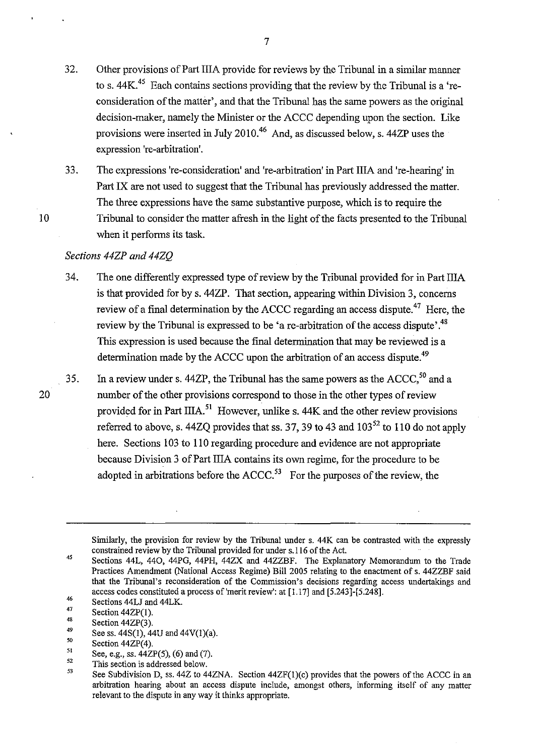32. Other provisions of Part IIIA provide for reviews by the Tribunal in a similar manner to s. 44K.[45] Each contains sections providing that the review by the Tribunal is a 're-consideration of the matter', and that the Tribunal has the same powers as the original decision-maker, namely the Minister or the ACCC depending upon the section. Like provisions were inserted in July 2010.[46] And, as discussed below, s. 44ZP uses the expression 're-arbitration'.

33. The expressions 're-consideration' and 're-arbitration' in Part IIIA and 're-hearing' in Part IX are not used to suggest that the Tribunal has previously addressed the matter. The three expressions have the same substantive purpose, which is to require the Tribunal to consider the matter afresh in the light of the facts presented to the Tribunal when it performs its task.

*Sections 44ZP and 44ZQ*

34. The one differently expressed type of review by the Tribunal provided for in Part IIIA is that provided for by s. 44ZP. That section, appearing within Division 3, concerns review of a final determination by the ACCC regarding an access dispute.[47] Here, the review by the Tribunal is expressed to be 'a re-arbitration of the access dispute'.[48] This expression is used because the final determination that may be reviewed is a determination made by the ACCC upon the arbitration of an access dispute.[49]

35. In a review under s. 44ZP, the Tribunal has the same powers as the ACCC,[50] and a number of the other provisions correspond to those in the other types of review provided for in Part IIIA.[51] However, unlike s. 44K and the other review provisions referred to above, s. 44ZQ provides that ss. 37, 39 to 43 and 103[52] to 110 do not apply here. Sections 103 to 110 regarding procedure and evidence are not appropriate because Division 3 of Part IIIA contains its own regime, for the procedure to be adopted in arbitrations before the ACCC.[53] For the purposes of the review, the

---

Similarly, the provision for review by the Tribunal under s. 44K can be contrasted with the expressly constrained review by the Tribunal provided for under s.116 of the Act.

[45] Sections 44L, 44O, 44PG, 44PH, 44ZX and 44ZZBF. The Explanatory Memorandum to the Trade Practices Amendment (National Access Regime) Bill 2005 relating to the enactment of s. 44ZZBF said that the Tribunal's reconsideration of the Commission's decisions regarding access undertakings and access codes constituted a process of 'merit review': at [1.17] and [5.243]-[5.248].

[46] Sections 44LJ and 44LK.

[47] Section 44ZP(1).

[48] Section 44ZP(3).

[49] See ss. 44S(1), 44U and 44V(1)(a).

[50] Section 44ZP(4).

[51] See, e.g., ss. 44ZP(5), (6) and (7).

[52] This section is addressed below.

[53] See Subdivision D, ss. 44Z to 44ZNA. Section 44ZF(1)(c) provides that the powers of the ACCC in an arbitration hearing about an access dispute include, amongst others, informing itself of any matter relevant to the dispute in any way it thinks appropriate.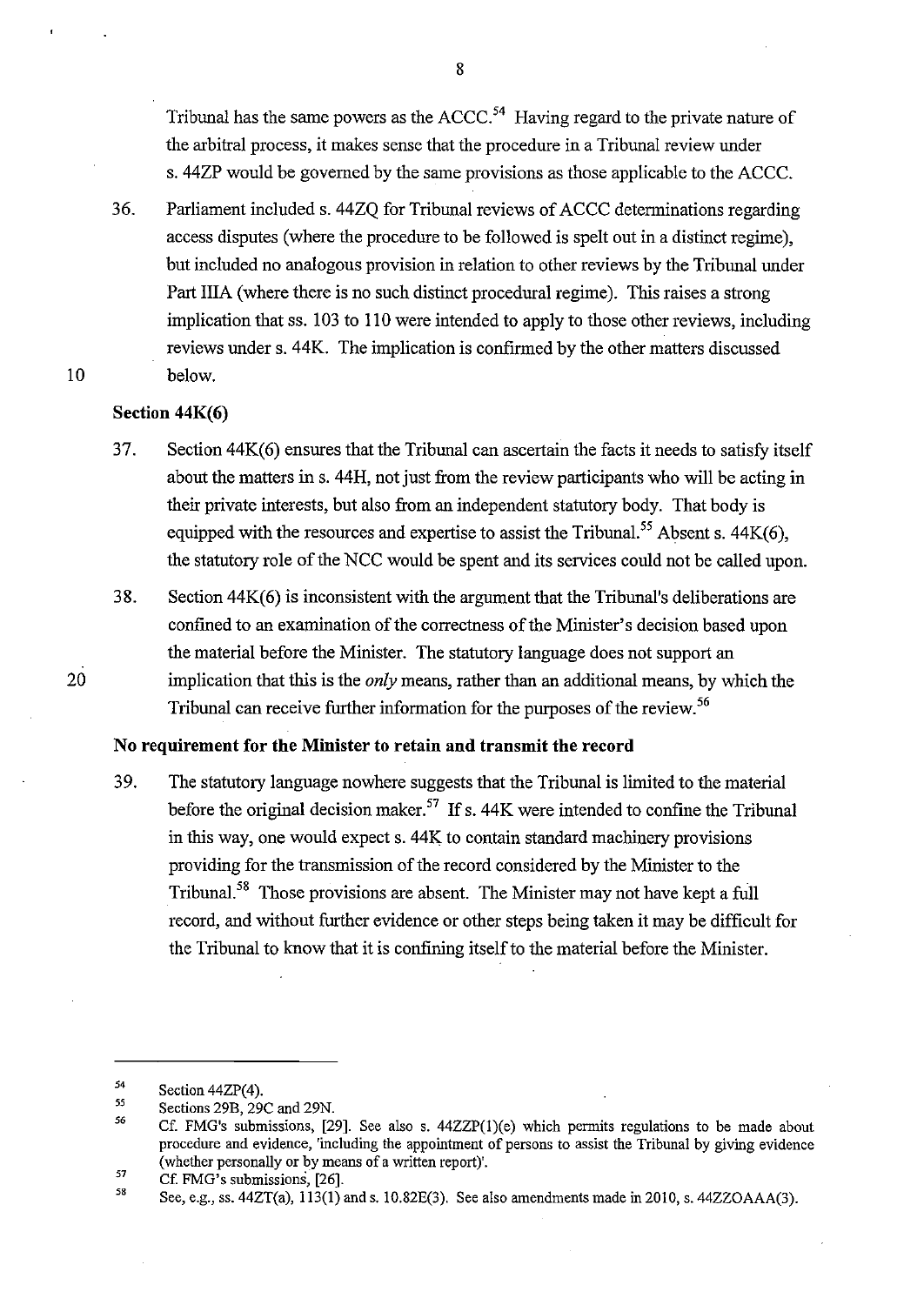Tribunal has the same powers as the ACCC.[54] Having regard to the private nature of the arbitral process, it makes sense that the procedure in a Tribunal review under s. 44ZP would be governed by the same provisions as those applicable to the ACCC.

36. Parliament included s. 44ZQ for Tribunal reviews of ACCC determinations regarding access disputes (where the procedure to be followed is spelt out in a distinct regime), but included no analogous provision in relation to other reviews by the Tribunal under Part IIIA (where there is no such distinct procedural regime). This raises a strong implication that ss. 103 to 110 were intended to apply to those other reviews, including reviews under s. 44K. The implication is confirmed by the other matters discussed below.

### Section 44K(6)

37. Section 44K(6) ensures that the Tribunal can ascertain the facts it needs to satisfy itself about the matters in s. 44H, not just from the review participants who will be acting in their private interests, but also from an independent statutory body. That body is equipped with the resources and expertise to assist the Tribunal.[55] Absent s. 44K(6), the statutory role of the NCC would be spent and its services could not be called upon.

38. Section 44K(6) is inconsistent with the argument that the Tribunal's deliberations are confined to an examination of the correctness of the Minister's decision based upon the material before the Minister. The statutory language does not support an implication that this is the *only* means, rather than an additional means, by which the Tribunal can receive further information for the purposes of the review.[56]

### No requirement for the Minister to retain and transmit the record

39. The statutory language nowhere suggests that the Tribunal is limited to the material before the original decision maker.[57] If s. 44K were intended to confine the Tribunal in this way, one would expect s. 44K to contain standard machinery provisions providing for the transmission of the record considered by the Minister to the Tribunal.[58] Those provisions are absent. The Minister may not have kept a full record, and without further evidence or other steps being taken it may be difficult for the Tribunal to know that it is confining itself to the material before the Minister.

---

[54] Section 44ZP(4).

[55] Sections 29B, 29C and 29N.

[56] Cf. FMG's submissions, [29]. See also s. 44ZZP(1)(e) which permits regulations to be made about procedure and evidence, 'including the appointment of persons to assist the Tribunal by giving evidence (whether personally or by means of a written report)'.

[57] Cf. FMG's submissions, [26].

[58] See, e.g., ss. 44ZT(a), 113(1) and s. 10.82E(3). See also amendments made in 2010, s. 44ZZOAAA(3).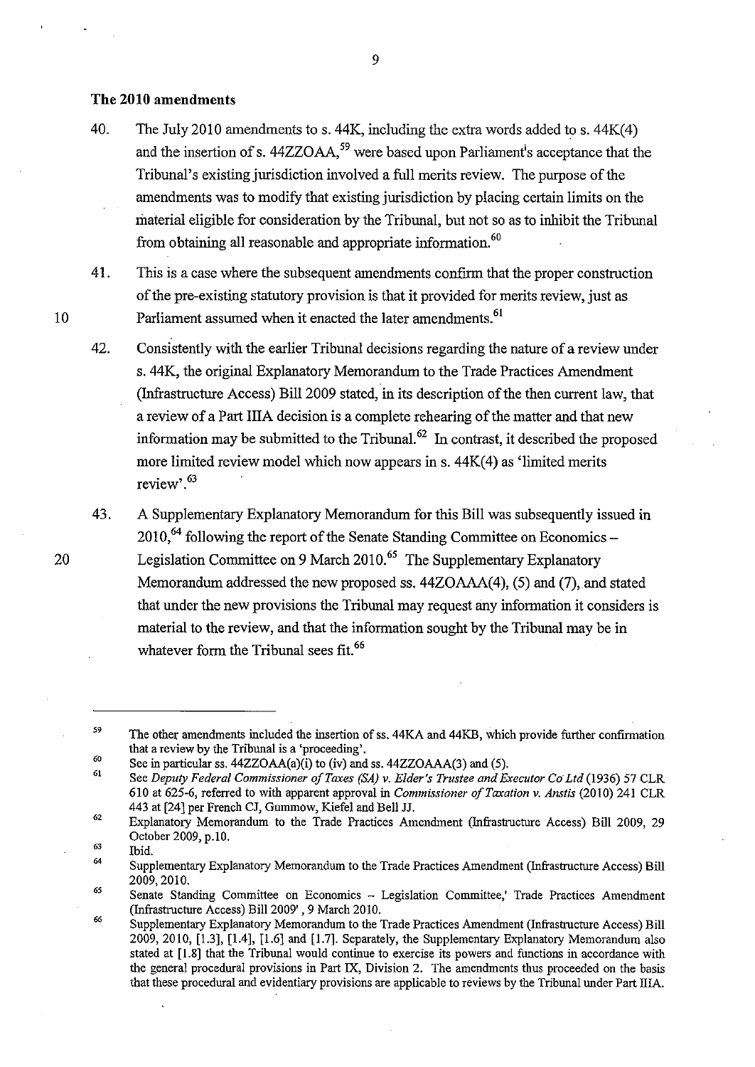### The 2010 amendments

40. The July 2010 amendments to s. 44K, including the extra words added to s. 44K(4) and the insertion of s. 44ZZOAA,[59] were based upon Parliament's acceptance that the Tribunal's existing jurisdiction involved a full merits review. The purpose of the amendments was to modify that existing jurisdiction by placing certain limits on the material eligible for consideration by the Tribunal, but not so as to inhibit the Tribunal from obtaining all reasonable and appropriate information.[60]

41. This is a case where the subsequent amendments confirm that the proper construction of the pre-existing statutory provision is that it provided for merits review, just as Parliament assumed when it enacted the later amendments.[61]

42. Consistently with the earlier Tribunal decisions regarding the nature of a review under s. 44K, the original Explanatory Memorandum to the Trade Practices Amendment (Infrastructure Access) Bill 2009 stated, in its description of the then current law, that a review of a Part IIIA decision is a complete rehearing of the matter and that new information may be submitted to the Tribunal.[62] In contrast, it described the proposed more limited review model which now appears in s. 44K(4) as 'limited merits review'.[63]

43. A Supplementary Explanatory Memorandum for this Bill was subsequently issued in 2010,[64] following the report of the Senate Standing Committee on Economics – Legislation Committee on 9 March 2010.[65] The Supplementary Explanatory Memorandum addressed the new proposed ss. 44ZOAAA(4), (5) and (7), and stated that under the new provisions the Tribunal may request any information it considers is material to the review, and that the information sought by the Tribunal may be in whatever form the Tribunal sees fit.[66]

---

[59] The other amendments included the insertion of ss. 44KA and 44KB, which provide further confirmation that a review by the Tribunal is a 'proceeding'.

[60] See in particular ss. 44ZZOAA(a)(i) to (iv) and ss. 44ZZOAAA(3) and (5).

[61] See *Deputy Federal Commissioner of Taxes (SA) v. Elder's Trustee and Executor Co Ltd* (1936) 57 CLR 610 at 625-6, referred to with apparent approval in *Commissioner of Taxation v. Anstis* (2010) 241 CLR 443 at [24] per French CJ, Gummow, Kiefel and Bell JJ.

[62] Explanatory Memorandum to the Trade Practices Amendment (Infrastructure Access) Bill 2009, 29 October 2009, p.10.

[63] Ibid.

[64] Supplementary Explanatory Memorandum to the Trade Practices Amendment (Infrastructure Access) Bill 2009, 2010.

[65] Senate Standing Committee on Economics – Legislation Committee,' Trade Practices Amendment (Infrastructure Access) Bill 2009', 9 March 2010.

[66] Supplementary Explanatory Memorandum to the Trade Practices Amendment (Infrastructure Access) Bill 2009, 2010, [1.3], [1.4], [1.6] and [1.7]. Separately, the Supplementary Explanatory Memorandum also stated at [1.8] that the Tribunal would continue to exercise its powers and functions in accordance with the general procedural provisions in Part IX, Division 2. The amendments thus proceeded on the basis that these procedural and evidentiary provisions are applicable to reviews by the Tribunal under Part IIIA.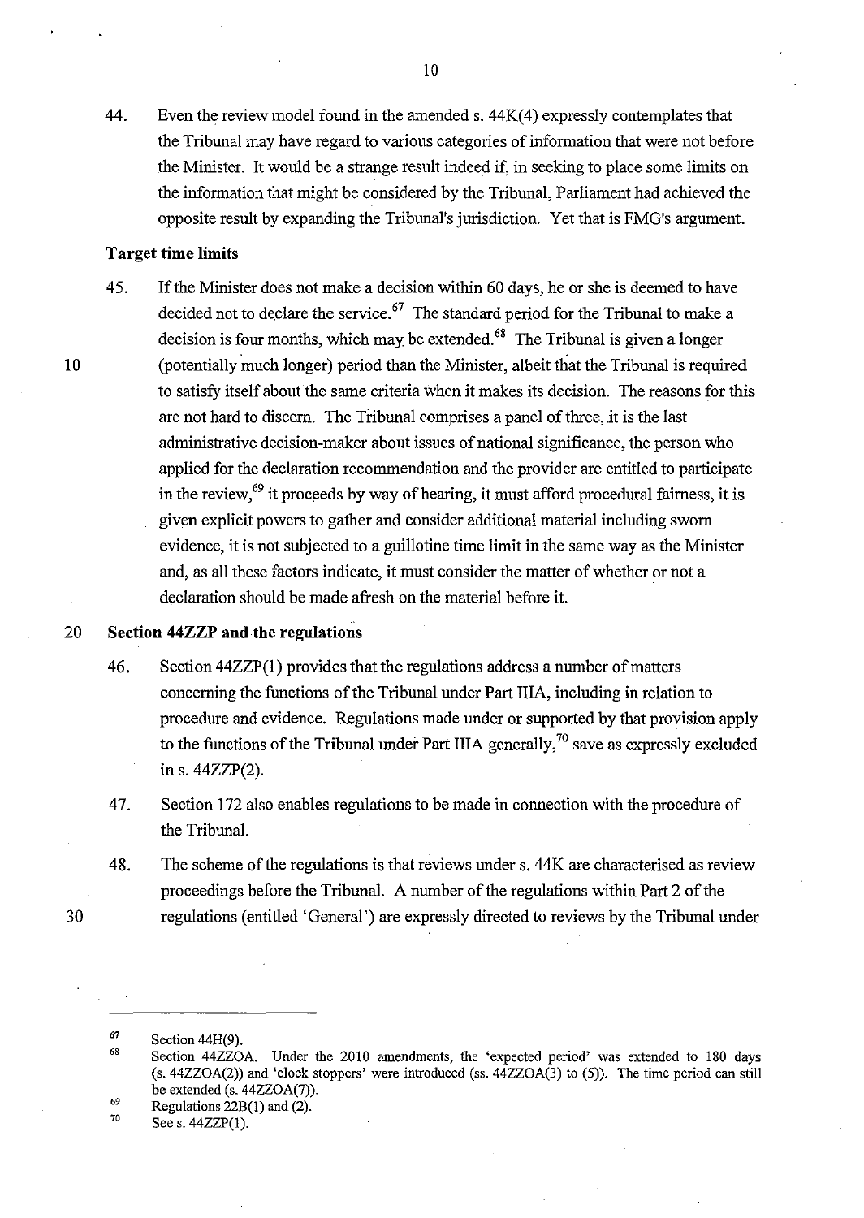44. Even the review model found in the amended s. 44K(4) expressly contemplates that the Tribunal may have regard to various categories of information that were not before the Minister. It would be a strange result indeed if, in seeking to place some limits on the information that might be considered by the Tribunal, Parliament had achieved the opposite result by expanding the Tribunal's jurisdiction. Yet that is FMG's argument.

### Target time limits

45. If the Minister does not make a decision within 60 days, he or she is deemed to have decided not to declare the service.[67] The standard period for the Tribunal to make a decision is four months, which may be extended.[68] The Tribunal is given a longer (potentially much longer) period than the Minister, albeit that the Tribunal is required to satisfy itself about the same criteria when it makes its decision. The reasons for this are not hard to discern. The Tribunal comprises a panel of three, it is the last administrative decision-maker about issues of national significance, the person who applied for the declaration recommendation and the provider are entitled to participate in the review,[69] it proceeds by way of hearing, it must afford procedural fairness, it is given explicit powers to gather and consider additional material including sworn evidence, it is not subjected to a guillotine time limit in the same way as the Minister and, as all these factors indicate, it must consider the matter of whether or not a declaration should be made afresh on the material before it.

### Section 44ZZP and the regulations

46. Section 44ZZP(1) provides that the regulations address a number of matters concerning the functions of the Tribunal under Part IIIA, including in relation to procedure and evidence. Regulations made under or supported by that provision apply to the functions of the Tribunal under Part IIIA generally,[70] save as expressly excluded in s. 44ZZP(2).

47. Section 172 also enables regulations to be made in connection with the procedure of the Tribunal.

48. The scheme of the regulations is that reviews under s. 44K are characterised as review proceedings before the Tribunal. A number of the regulations within Part 2 of the regulations (entitled 'General') are expressly directed to reviews by the Tribunal under

---

[67] Section 44H(9).

[68] Section 44ZZOA. Under the 2010 amendments, the 'expected period' was extended to 180 days (s. 44ZZOA(2)) and 'clock stoppers' were introduced (ss. 44ZZOA(3) to (5)). The time period can still be extended (s. 44ZZOA(7)).

[69] Regulations 22B(1) and (2).

[70] See s. 44ZZP(1).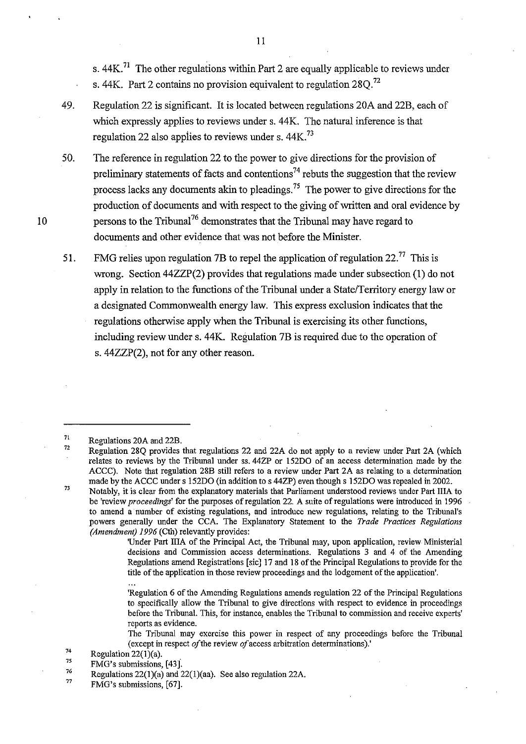s. 44K.[71] The other regulations within Part 2 are equally applicable to reviews under s. 44K. Part 2 contains no provision equivalent to regulation 28Q.[72]

49. Regulation 22 is significant. It is located between regulations 20A and 22B, each of which expressly applies to reviews under s. 44K. The natural inference is that regulation 22 also applies to reviews under s. 44K.[73]

50. The reference in regulation 22 to the power to give directions for the provision of preliminary statements of facts and contentions[74] rebuts the suggestion that the review process lacks any documents akin to pleadings.[75] The power to give directions for the production of documents and with respect to the giving of written and oral evidence by persons to the Tribunal[76] demonstrates that the Tribunal may have regard to documents and other evidence that was not before the Minister.

51. FMG relies upon regulation 7B to repel the application of regulation 22.[77] This is wrong. Section 44ZZP(2) provides that regulations made under subsection (1) do not apply in relation to the functions of the Tribunal under a State/Territory energy law or a designated Commonwealth energy law. This express exclusion indicates that the regulations otherwise apply when the Tribunal is exercising its other functions, including review under s. 44K. Regulation 7B is required due to the operation of s. 44ZZP(2), not for any other reason.

---

[71] Regulations 20A and 22B.

[72] Regulation 28Q provides that regulations 22 and 22A do not apply to a review under Part 2A (which relates to reviews by the Tribunal under ss. 44ZP or 152DO of an access determination made by the ACCC). Note that regulation 28B still refers to a review under Part 2A as relating to a determination made by the ACCC under s 152DO (in addition to s 44ZP) even though s 152DO was repealed in 2002.

[73] Notably, it is clear from the explanatory materials that Parliament understood reviews under Part IIIA to be 'review *proceedings*' for the purposes of regulation 22. A suite of regulations were introduced in 1996 to amend a number of existing regulations, and introduce new regulations, relating to the Tribunal's powers generally under the CCA. The Explanatory Statement to the *Trade Practices Regulations (Amendment) 1996* (Cth) relevantly provides:

> 'Under Part IIIA of the Principal Act, the Tribunal may, upon application, review Ministerial decisions and Commission access determinations. Regulations 3 and 4 of the Amending Regulations amend Registrations [sic] 17 and 18 of the Principal Regulations to provide for the title of the application in those review proceedings and the lodgement of the application'.
>
> ...
>
> 'Regulation 6 of the Amending Regulations amends regulation 22 of the Principal Regulations to specifically allow the Tribunal to give directions with respect to evidence in proceedings before the Tribunal. This, for instance, enables the Tribunal to commission and receive experts' reports as evidence.
>
> The Tribunal may exercise this power in respect of any proceedings before the Tribunal (except in respect *of* the review *of* access arbitration determinations).'

[74] Regulation 22(1)(a).

[75] FMG's submissions, [43].

[76] Regulations 22(1)(a) and 22(1)(aa). See also regulation 22A.

[77] FMG's submissions, [67].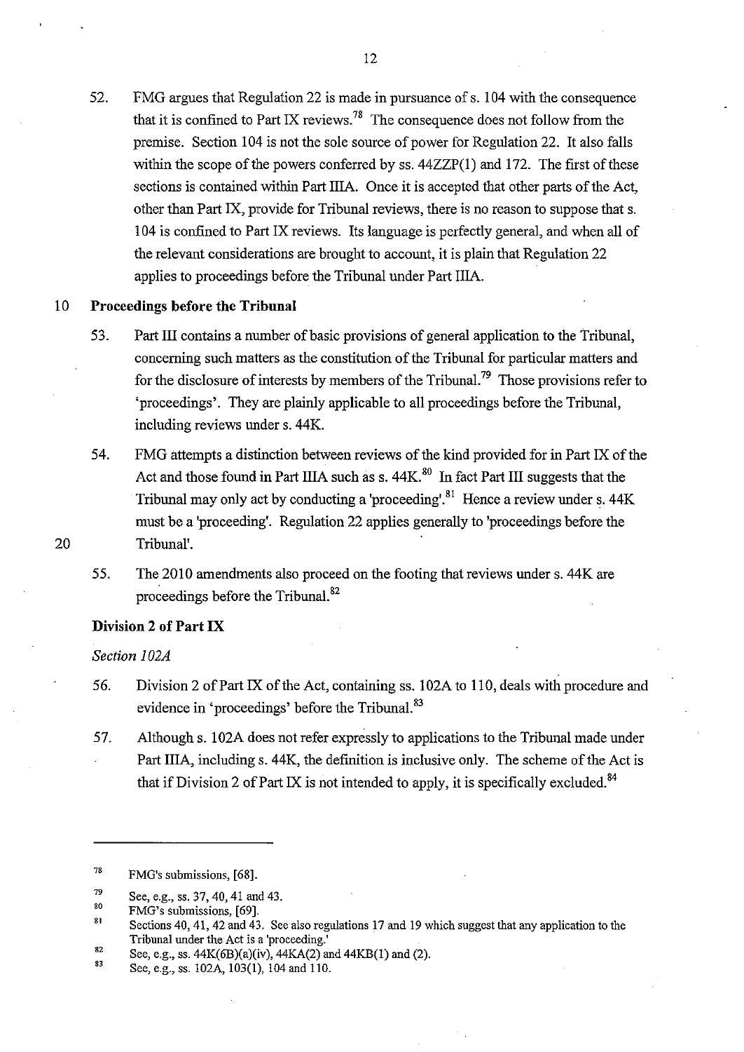52. FMG argues that Regulation 22 is made in pursuance of s. 104 with the consequence that it is confined to Part IX reviews.[78] The consequence does not follow from the premise. Section 104 is not the sole source of power for Regulation 22. It also falls within the scope of the powers conferred by ss. 44ZZP(1) and 172. The first of these sections is contained within Part IIIA. Once it is accepted that other parts of the Act, other than Part IX, provide for Tribunal reviews, there is no reason to suppose that s. 104 is confined to Part IX reviews. Its language is perfectly general, and when all of the relevant considerations are brought to account, it is plain that Regulation 22 applies to proceedings before the Tribunal under Part IIIA.

**Proceedings before the Tribunal**

53. Part III contains a number of basic provisions of general application to the Tribunal, concerning such matters as the constitution of the Tribunal for particular matters and for the disclosure of interests by members of the Tribunal.[79] Those provisions refer to 'proceedings'. They are plainly applicable to all proceedings before the Tribunal, including reviews under s. 44K.

54. FMG attempts a distinction between reviews of the kind provided for in Part IX of the Act and those found in Part IIIA such as s. 44K.[80] In fact Part III suggests that the Tribunal may only act by conducting a 'proceeding'.[81] Hence a review under s. 44K must be a 'proceeding'. Regulation 22 applies generally to 'proceedings before the Tribunal'.

55. The 2010 amendments also proceed on the footing that reviews under s. 44K are proceedings before the Tribunal.[82]

**Division 2 of Part IX**

*Section 102A*

56. Division 2 of Part IX of the Act, containing ss. 102A to 110, deals with procedure and evidence in 'proceedings' before the Tribunal.[83]

57. Although s. 102A does not refer expressly to applications to the Tribunal made under Part IIIA, including s. 44K, the definition is inclusive only. The scheme of the Act is that if Division 2 of Part IX is not intended to apply, it is specifically excluded.[84]

---

[78] FMG's submissions, [68].

[79] See, e.g., ss. 37, 40, 41 and 43.

[80] FMG's submissions, [69].

[81] Sections 40, 41, 42 and 43. See also regulations 17 and 19 which suggest that any application to the Tribunal under the Act is a 'proceeding.'

[82] See, e.g., ss. 44K(6B)(a)(iv), 44KA(2) and 44KB(1) and (2).

[83] See, e.g., ss. 102A, 103(1), 104 and 110.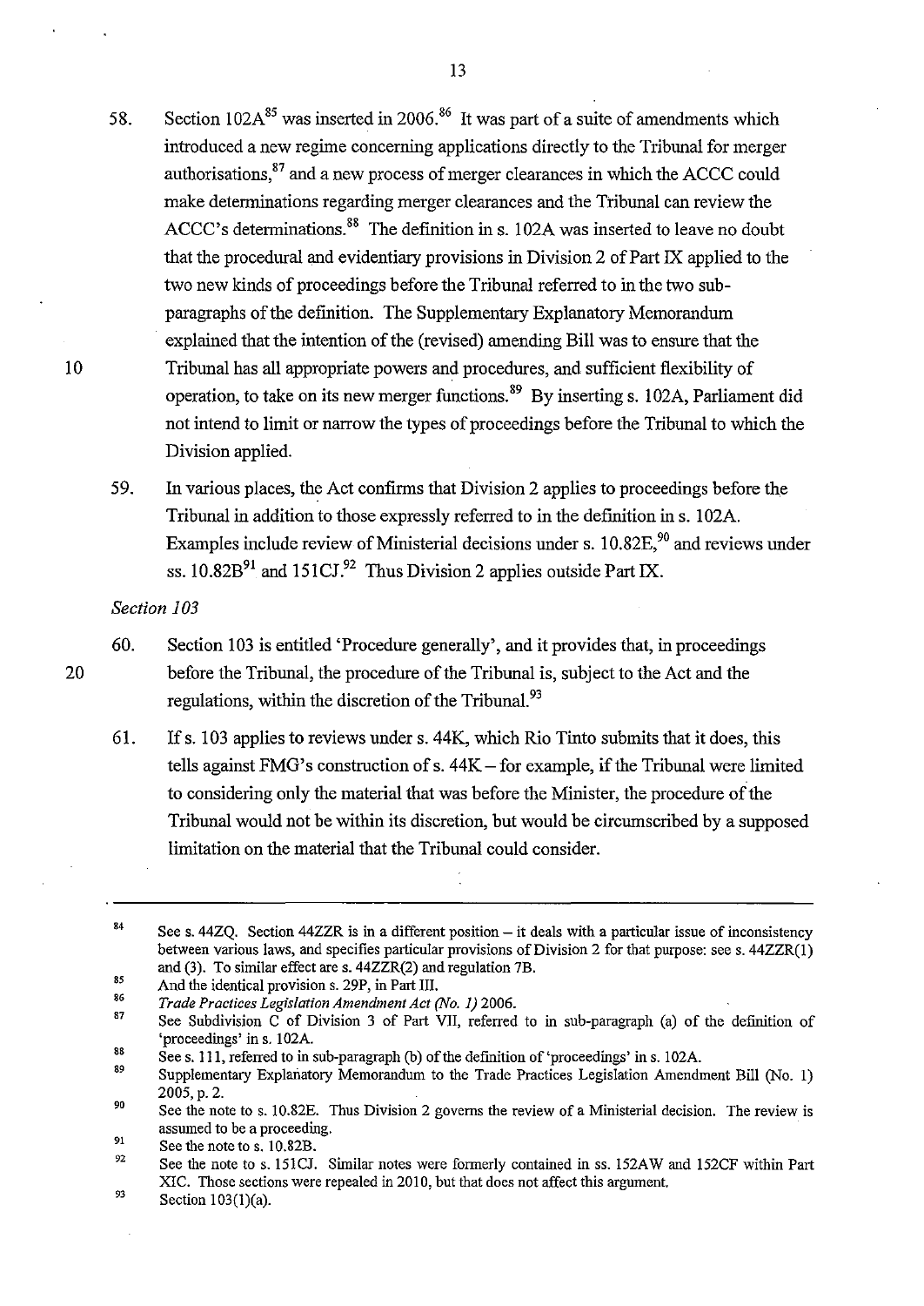58. Section 102A[85] was inserted in 2006.[86] It was part of a suite of amendments which introduced a new regime concerning applications directly to the Tribunal for merger authorisations,[87] and a new process of merger clearances in which the ACCC could make determinations regarding merger clearances and the Tribunal can review the ACCC's determinations.[88] The definition in s. 102A was inserted to leave no doubt that the procedural and evidentiary provisions in Division 2 of Part IX applied to the two new kinds of proceedings before the Tribunal referred to in the two sub-paragraphs of the definition. The Supplementary Explanatory Memorandum explained that the intention of the (revised) amending Bill was to ensure that the Tribunal has all appropriate powers and procedures, and sufficient flexibility of operation, to take on its new merger functions.[89] By inserting s. 102A, Parliament did not intend to limit or narrow the types of proceedings before the Tribunal to which the Division applied.

59. In various places, the Act confirms that Division 2 applies to proceedings before the Tribunal in addition to those expressly referred to in the definition in s. 102A. Examples include review of Ministerial decisions under s. 10.82E,[90] and reviews under ss. 10.82B[91] and 151CJ.[92] Thus Division 2 applies outside Part IX.

*Section 103*

60. Section 103 is entitled 'Procedure generally', and it provides that, in proceedings before the Tribunal, the procedure of the Tribunal is, subject to the Act and the regulations, within the discretion of the Tribunal.[93]

61. If s. 103 applies to reviews under s. 44K, which Rio Tinto submits that it does, this tells against FMG's construction of s. 44K – for example, if the Tribunal were limited to considering only the material that was before the Minister, the procedure of the Tribunal would not be within its discretion, but would be circumscribed by a supposed limitation on the material that the Tribunal could consider.

---

[84] See s. 44ZQ. Section 44ZZR is in a different position – it deals with a particular issue of inconsistency between various laws, and specifies particular provisions of Division 2 for that purpose: see s. 44ZZR(1) and (3). To similar effect are s. 44ZZR(2) and regulation 7B.

[85] And the identical provision s. 29P, in Part III.

[86] *Trade Practices Legislation Amendment Act (No. 1)* 2006.

[87] See Subdivision C of Division 3 of Part VII, referred to in sub-paragraph (a) of the definition of 'proceedings' in s. 102A.

[88] See s. 111, referred to in sub-paragraph (b) of the definition of 'proceedings' in s. 102A.

[89] Supplementary Explanatory Memorandum to the Trade Practices Legislation Amendment Bill (No. 1) 2005, p. 2.

[90] See the note to s. 10.82E. Thus Division 2 governs the review of a Ministerial decision. The review is assumed to be a proceeding.

[91] See the note to s. 10.82B.

[92] See the note to s. 151CJ. Similar notes were formerly contained in ss. 152AW and 152CF within Part XIC. Those sections were repealed in 2010, but that does not affect this argument.

[93] Section 103(1)(a).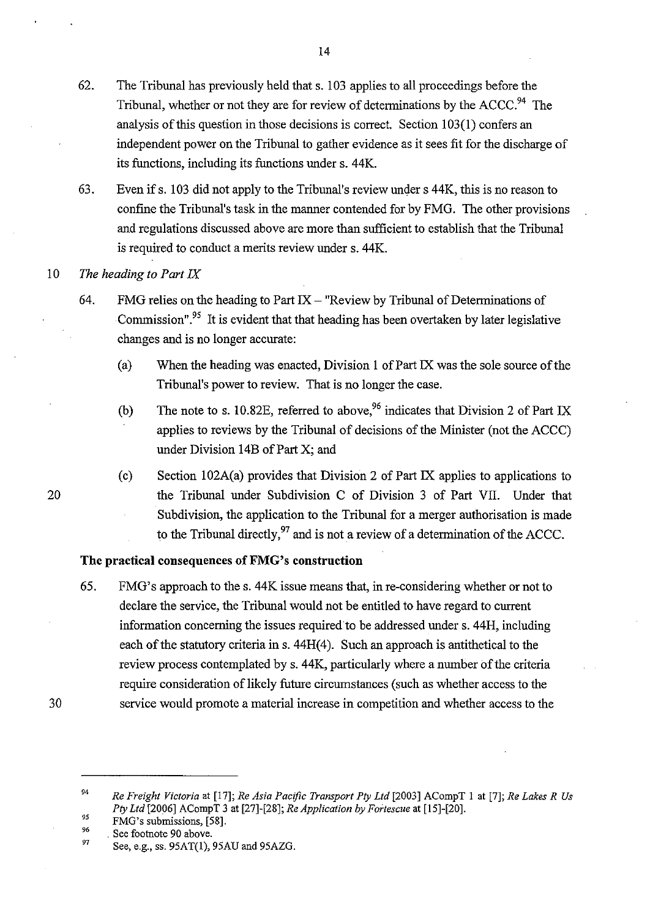62. The Tribunal has previously held that s. 103 applies to all proceedings before the Tribunal, whether or not they are for review of determinations by the ACCC.[94] The analysis of this question in those decisions is correct. Section 103(1) confers an independent power on the Tribunal to gather evidence as it sees fit for the discharge of its functions, including its functions under s. 44K.

63. Even if s. 103 did not apply to the Tribunal's review under s 44K, this is no reason to confine the Tribunal's task in the manner contended for by FMG. The other provisions and regulations discussed above are more than sufficient to establish that the Tribunal is required to conduct a merits review under s. 44K.

*The heading to Part IX*

64. FMG relies on the heading to Part IX – "Review by Tribunal of Determinations of Commission".[95] It is evident that that heading has been overtaken by later legislative changes and is no longer accurate:

    (a) When the heading was enacted, Division 1 of Part IX was the sole source of the Tribunal's power to review. That is no longer the case.

    (b) The note to s. 10.82E, referred to above,[96] indicates that Division 2 of Part IX applies to reviews by the Tribunal of decisions of the Minister (not the ACCC) under Division 14B of Part X; and

    (c) Section 102A(a) provides that Division 2 of Part IX applies to applications to the Tribunal under Subdivision C of Division 3 of Part VII. Under that Subdivision, the application to the Tribunal for a merger authorisation is made to the Tribunal directly,[97] and is not a review of a determination of the ACCC.

**The practical consequences of FMG's construction**

65. FMG's approach to the s. 44K issue means that, in re-considering whether or not to declare the service, the Tribunal would not be entitled to have regard to current information concerning the issues required to be addressed under s. 44H, including each of the statutory criteria in s. 44H(4). Such an approach is antithetical to the review process contemplated by s. 44K, particularly where a number of the criteria require consideration of likely future circumstances (such as whether access to the service would promote a material increase in competition and whether access to the

---

[94] *Re Freight Victoria* at [17]; *Re Asia Pacific Transport Pty Ltd* [2003] ACompT 1 at [7]; *Re Lakes R Us Pty Ltd* [2006] ACompT 3 at [27]-[28]; *Re Application by Fortescue* at [15]-[20].

[95] FMG's submissions, [58].

[96] See footnote 90 above.

[97] See, e.g., ss. 95AT(1), 95AU and 95AZG.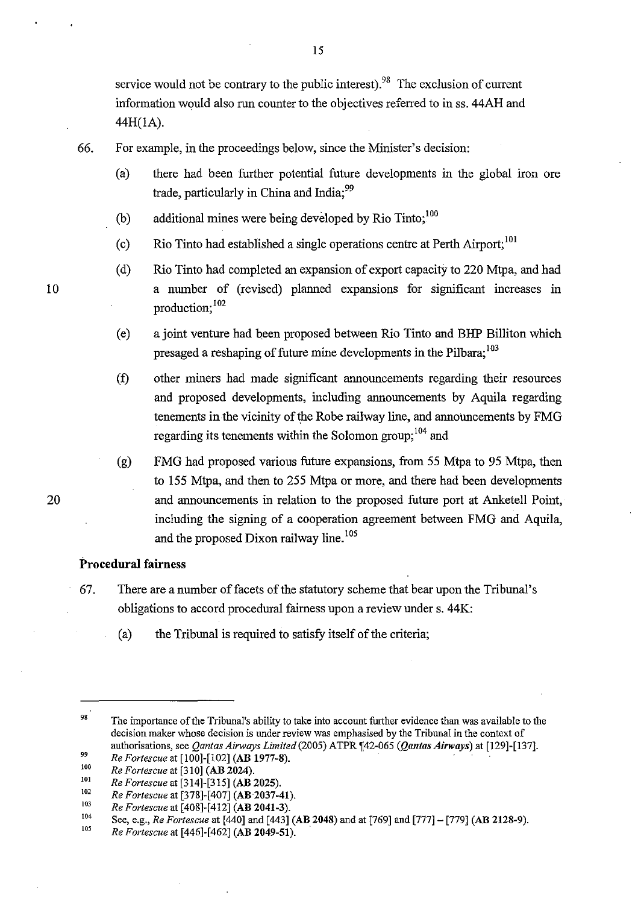service would not be contrary to the public interest).[98] The exclusion of current information would also run counter to the objectives referred to in ss. 44AH and 44H(1A).

66. For example, in the proceedings below, since the Minister's decision:

   (a) there had been further potential future developments in the global iron ore trade, particularly in China and India;[99]

   (b) additional mines were being developed by Rio Tinto;[100]

   (c) Rio Tinto had established a single operations centre at Perth Airport;[101]

   (d) Rio Tinto had completed an expansion of export capacity to 220 Mtpa, and had a number of (revised) planned expansions for significant increases in production;[102]

   (e) a joint venture had been proposed between Rio Tinto and BHP Billiton which presaged a reshaping of future mine developments in the Pilbara;[103]

   (f) other miners had made significant announcements regarding their resources and proposed developments, including announcements by Aquila regarding tenements in the vicinity of the Robe railway line, and announcements by FMG regarding its tenements within the Solomon group;[104] and

   (g) FMG had proposed various future expansions, from 55 Mtpa to 95 Mtpa, then to 155 Mtpa, and then to 255 Mtpa or more, and there had been developments and announcements in relation to the proposed future port at Anketell Point, including the signing of a cooperation agreement between FMG and Aquila, and the proposed Dixon railway line.[105]

**Procedural fairness**

67. There are a number of facets of the statutory scheme that bear upon the Tribunal's obligations to accord procedural fairness upon a review under s. 44K:

   (a) the Tribunal is required to satisfy itself of the criteria;

---

[98] The importance of the Tribunal's ability to take into account further evidence than was available to the decision maker whose decision is under review was emphasised by the Tribunal in the context of authorisations, see *Qantas Airways Limited* (2005) ATPR ¶42-065 (*Qantas Airways*) at [129]-[137].

[99] *Re Fortescue* at [100]-[102] **(AB 1977-8)**.

[100] *Re Fortescue* at [310] **(AB 2024)**.

[101] *Re Fortescue* at [314]-[315] **(AB 2025)**.

[102] *Re Fortescue* at [378]-[407] **(AB 2037-41)**.

[103] *Re Fortescue* at [408]-[412] **(AB 2041-3)**.

[104] See, e.g., *Re Fortescue* at [440] and [443] **(AB 2048)** and at [769] and [777] – [779] **(AB 2128-9)**.

[105] *Re Fortescue* at [446]-[462] **(AB 2049-51)**.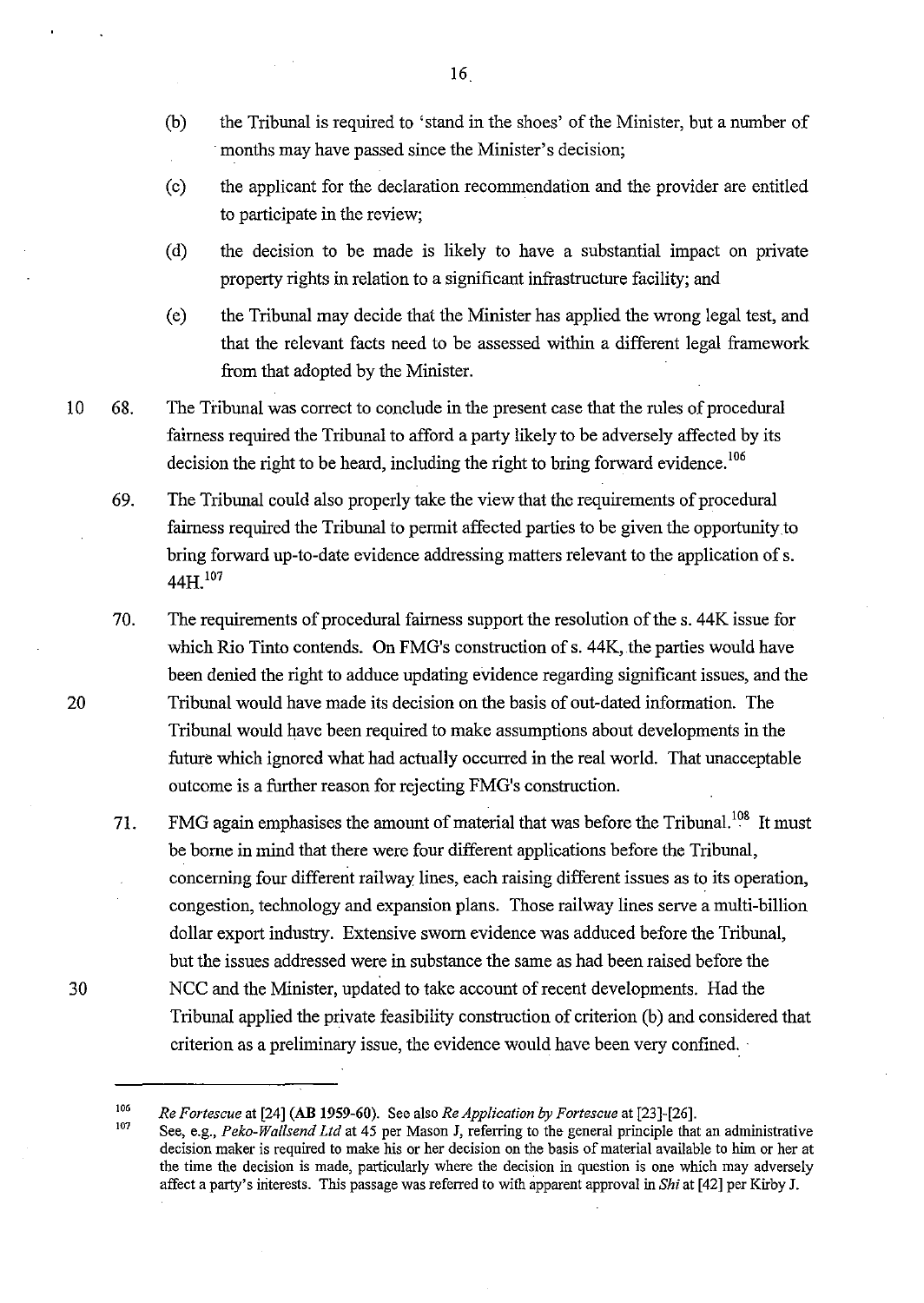(b) the Tribunal is required to 'stand in the shoes' of the Minister, but a number of months may have passed since the Minister's decision;

(c) the applicant for the declaration recommendation and the provider are entitled to participate in the review;

(d) the decision to be made is likely to have a substantial impact on private property rights in relation to a significant infrastructure facility; and

(e) the Tribunal may decide that the Minister has applied the wrong legal test, and that the relevant facts need to be assessed within a different legal framework from that adopted by the Minister.

68. The Tribunal was correct to conclude in the present case that the rules of procedural fairness required the Tribunal to afford a party likely to be adversely affected by its decision the right to be heard, including the right to bring forward evidence.[106]

69. The Tribunal could also properly take the view that the requirements of procedural fairness required the Tribunal to permit affected parties to be given the opportunity to bring forward up-to-date evidence addressing matters relevant to the application of s. 44H.[107]

70. The requirements of procedural fairness support the resolution of the s. 44K issue for which Rio Tinto contends. On FMG's construction of s. 44K, the parties would have been denied the right to adduce updating evidence regarding significant issues, and the Tribunal would have made its decision on the basis of out-dated information. The Tribunal would have been required to make assumptions about developments in the future which ignored what had actually occurred in the real world. That unacceptable outcome is a further reason for rejecting FMG's construction.

71. FMG again emphasises the amount of material that was before the Tribunal.[108] It must be borne in mind that there were four different applications before the Tribunal, concerning four different railway lines, each raising different issues as to its operation, congestion, technology and expansion plans. Those railway lines serve a multi-billion dollar export industry. Extensive sworn evidence was adduced before the Tribunal, but the issues addressed were in substance the same as had been raised before the NCC and the Minister, updated to take account of recent developments. Had the Tribunal applied the private feasibility construction of criterion (b) and considered that criterion as a preliminary issue, the evidence would have been very confined.

---

[106] *Re Fortescue* at [24] **(AB 1959-60)**. See also *Re Application by Fortescue* at [23]-[26].

[107] See, e.g., *Peko-Wallsend Ltd* at 45 per Mason J, referring to the general principle that an administrative decision maker is required to make his or her decision on the basis of material available to him or her at the time the decision is made, particularly where the decision in question is one which may adversely affect a party's interests. This passage was referred to with apparent approval in *Shi* at [42] per Kirby J.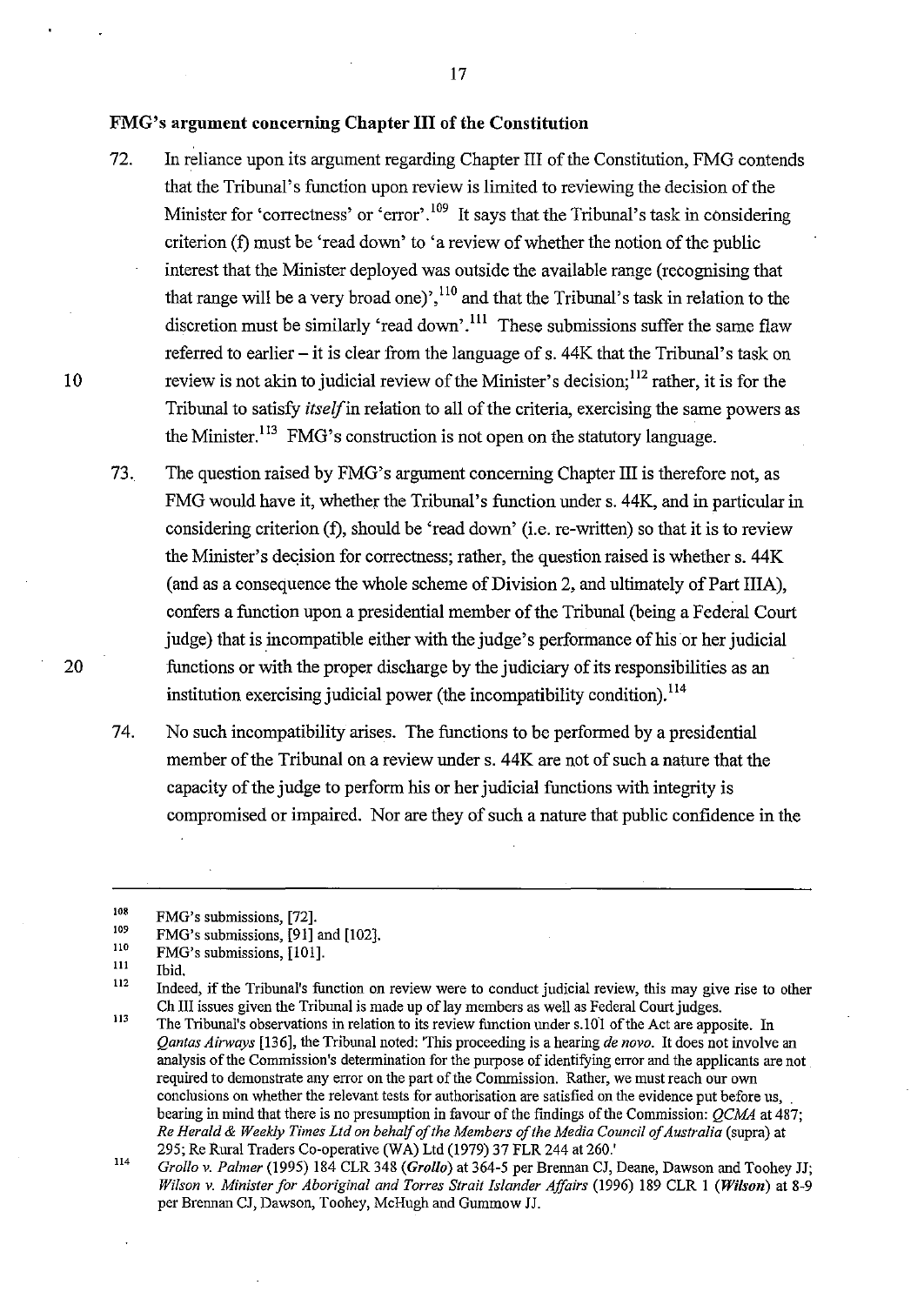**FMG's argument concerning Chapter III of the Constitution**

72. In reliance upon its argument regarding Chapter III of the Constitution, FMG contends that the Tribunal's function upon review is limited to reviewing the decision of the Minister for 'correctness' or 'error'.[109] It says that the Tribunal's task in considering criterion (f) must be 'read down' to 'a review of whether the notion of the public interest that the Minister deployed was outside the available range (recognising that that range will be a very broad one)',[110] and that the Tribunal's task in relation to the discretion must be similarly 'read down'.[111] These submissions suffer the same flaw referred to earlier – it is clear from the language of s. 44K that the Tribunal's task on review is not akin to judicial review of the Minister's decision;[112] rather, it is for the Tribunal to satisfy *itself* in relation to all of the criteria, exercising the same powers as the Minister.[113] FMG's construction is not open on the statutory language.

73. The question raised by FMG's argument concerning Chapter III is therefore not, as FMG would have it, whether the Tribunal's function under s. 44K, and in particular in considering criterion (f), should be 'read down' (i.e. re-written) so that it is to review the Minister's decision for correctness; rather, the question raised is whether s. 44K (and as a consequence the whole scheme of Division 2, and ultimately of Part IIIA), confers a function upon a presidential member of the Tribunal (being a Federal Court judge) that is incompatible either with the judge's performance of his or her judicial functions or with the proper discharge by the judiciary of its responsibilities as an institution exercising judicial power (the incompatibility condition).[114]

74. No such incompatibility arises. The functions to be performed by a presidential member of the Tribunal on a review under s. 44K are not of such a nature that the capacity of the judge to perform his or her judicial functions with integrity is compromised or impaired. Nor are they of such a nature that public confidence in the

---

[108] FMG's submissions, [72].

[109] FMG's submissions, [91] and [102].

[110] FMG's submissions, [101].

[111] Ibid.

[112] Indeed, if the Tribunal's function on review were to conduct judicial review, this may give rise to other Ch III issues given the Tribunal is made up of lay members as well as Federal Court judges.

[113] The Tribunal's observations in relation to its review function under s.101 of the Act are apposite. In *Qantas Airways* [136], the Tribunal noted: 'This proceeding is a hearing *de novo*. It does not involve an analysis of the Commission's determination for the purpose of identifying error and the applicants are not required to demonstrate any error on the part of the Commission. Rather, we must reach our own conclusions on whether the relevant tests for authorisation are satisfied on the evidence put before us, bearing in mind that there is no presumption in favour of the findings of the Commission: *QCMA* at 487; *Re Herald & Weekly Times Ltd on behalf of the Members of the Media Council of Australia* (supra) at 295; Re Rural Traders Co-operative (WA) Ltd (1979) 37 FLR 244 at 260.'

[114] *Grollo v. Palmer* (1995) 184 CLR 348 (*Grollo*) at 364-5 per Brennan CJ, Deane, Dawson and Toohey JJ; *Wilson v. Minister for Aboriginal and Torres Strait Islander Affairs* (1996) 189 CLR 1 (*Wilson*) at 8-9 per Brennan CJ, Dawson, Toohey, McHugh and Gummow JJ.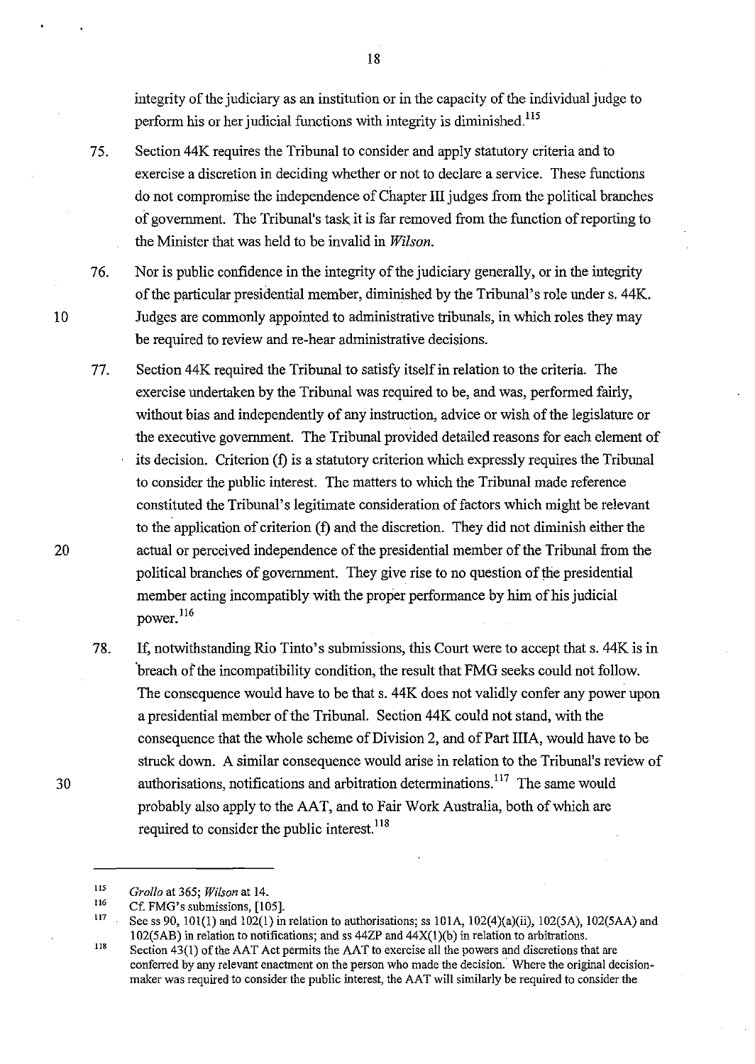integrity of the judiciary as an institution or in the capacity of the individual judge to perform his or her judicial functions with integrity is diminished.[115]

75. Section 44K requires the Tribunal to consider and apply statutory criteria and to exercise a discretion in deciding whether or not to declare a service. These functions do not compromise the independence of Chapter III judges from the political branches of government. The Tribunal's task it is far removed from the function of reporting to the Minister that was held to be invalid in *Wilson*.

76. Nor is public confidence in the integrity of the judiciary generally, or in the integrity of the particular presidential member, diminished by the Tribunal's role under s. 44K. Judges are commonly appointed to administrative tribunals, in which roles they may be required to review and re-hear administrative decisions.

77. Section 44K required the Tribunal to satisfy itself in relation to the criteria. The exercise undertaken by the Tribunal was required to be, and was, performed fairly, without bias and independently of any instruction, advice or wish of the legislature or the executive government. The Tribunal provided detailed reasons for each element of its decision. Criterion (f) is a statutory criterion which expressly requires the Tribunal to consider the public interest. The matters to which the Tribunal made reference constituted the Tribunal's legitimate consideration of factors which might be relevant to the application of criterion (f) and the discretion. They did not diminish either the actual or perceived independence of the presidential member of the Tribunal from the political branches of government. They give rise to no question of the presidential member acting incompatibly with the proper performance by him of his judicial power.[116]

78. If, notwithstanding Rio Tinto's submissions, this Court were to accept that s. 44K is in breach of the incompatibility condition, the result that FMG seeks could not follow. The consequence would have to be that s. 44K does not validly confer any power upon a presidential member of the Tribunal. Section 44K could not stand, with the consequence that the whole scheme of Division 2, and of Part IIIA, would have to be struck down. A similar consequence would arise in relation to the Tribunal's review of authorisations, notifications and arbitration determinations.[117] The same would probably also apply to the AAT, and to Fair Work Australia, both of which are required to consider the public interest.[118]

---

[115] *Grollo* at 365; *Wilson* at 14.

[116] Cf. FMG's submissions, [105].

[117] See ss 90, 101(1) and 102(1) in relation to authorisations; ss 101A, 102(4)(a)(ii), 102(5A), 102(5AA) and 102(5AB) in relation to notifications; and ss 44ZP and 44X(1)(b) in relation to arbitrations.

[118] Section 43(1) of the AAT Act permits the AAT to exercise all the powers and discretions that are conferred by any relevant enactment on the person who made the decision. Where the original decision-maker was required to consider the public interest, the AAT will similarly be required to consider the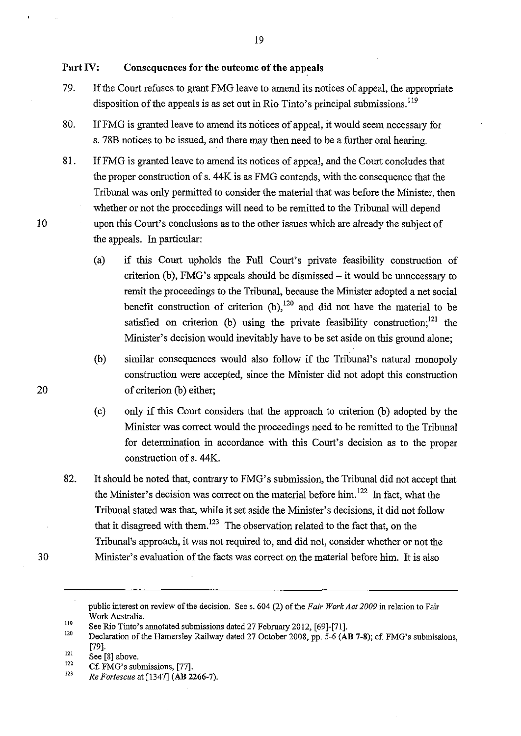## Part IV: Consequences for the outcome of the appeals

79. If the Court refuses to grant FMG leave to amend its notices of appeal, the appropriate disposition of the appeals is as set out in Rio Tinto's principal submissions.[119]

80. If FMG is granted leave to amend its notices of appeal, it would seem necessary for s. 78B notices to be issued, and there may then need to be a further oral hearing.

81. If FMG is granted leave to amend its notices of appeal, and the Court concludes that the proper construction of s. 44K is as FMG contends, with the consequence that the Tribunal was only permitted to consider the material that was before the Minister, then whether or not the proceedings will need to be remitted to the Tribunal will depend upon this Court's conclusions as to the other issues which are already the subject of the appeals. In particular:

    (a) if this Court upholds the Full Court's private feasibility construction of criterion (b), FMG's appeals should be dismissed – it would be unnecessary to remit the proceedings to the Tribunal, because the Minister adopted a net social benefit construction of criterion (b),[120] and did not have the material to be satisfied on criterion (b) using the private feasibility construction;[121] the Minister's decision would inevitably have to be set aside on this ground alone;

    (b) similar consequences would also follow if the Tribunal's natural monopoly construction were accepted, since the Minister did not adopt this construction of criterion (b) either;

    (c) only if this Court considers that the approach to criterion (b) adopted by the Minister was correct would the proceedings need to be remitted to the Tribunal for determination in accordance with this Court's decision as to the proper construction of s. 44K.

82. It should be noted that, contrary to FMG's submission, the Tribunal did not accept that the Minister's decision was correct on the material before him.[122] In fact, what the Tribunal stated was that, while it set aside the Minister's decisions, it did not follow that it disagreed with them.[123] The observation related to the fact that, on the Tribunal's approach, it was not required to, and did not, consider whether or not the Minister's evaluation of the facts was correct on the material before him. It is also

---

public interest on review of the decision. See s. 604 (2) of the *Fair Work Act 2009* in relation to Fair Work Australia.

[119] See Rio Tinto's annotated submissions dated 27 February 2012, [69]-[71].

[120] Declaration of the Hamersley Railway dated 27 October 2008, pp. 5-6 (**AB 7-8**); cf. FMG's submissions, [79].

[121] See [8] above.

[122] Cf. FMG's submissions, [77].

[123] *Re Fortescue* at [1347] (**AB 2266-7**).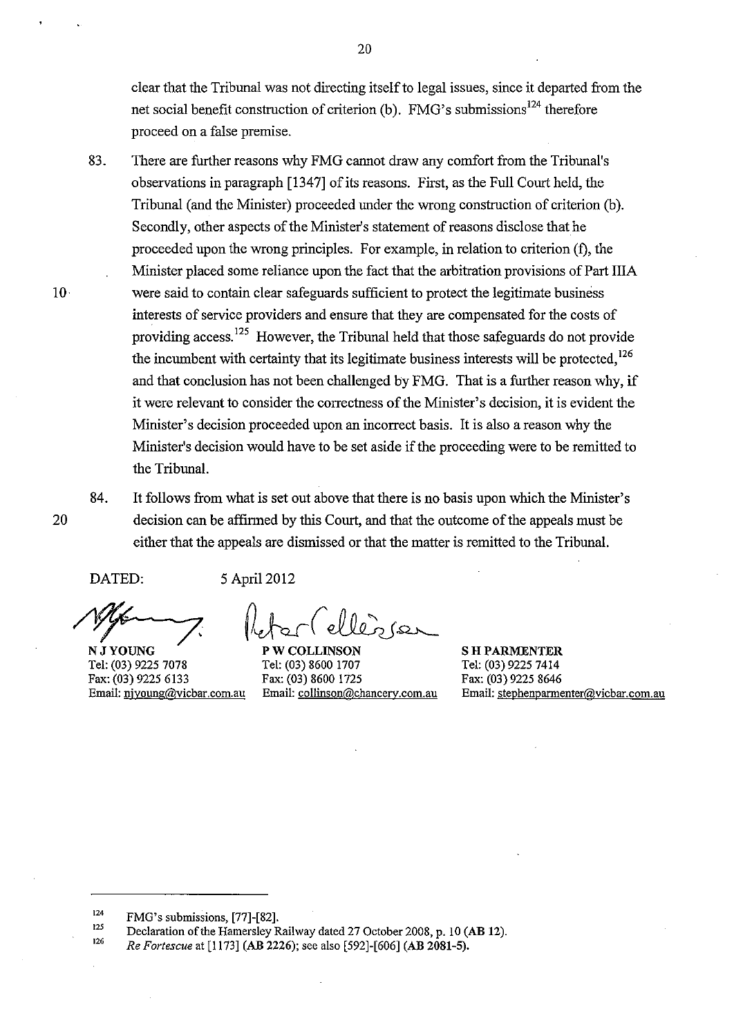clear that the Tribunal was not directing itself to legal issues, since it departed from the net social benefit construction of criterion (b). FMG's submissions[124] therefore proceed on a false premise.

83. There are further reasons why FMG cannot draw any comfort from the Tribunal's observations in paragraph [1347] of its reasons. First, as the Full Court held, the Tribunal (and the Minister) proceeded under the wrong construction of criterion (b). Secondly, other aspects of the Minister's statement of reasons disclose that he proceeded upon the wrong principles. For example, in relation to criterion (f), the Minister placed some reliance upon the fact that the arbitration provisions of Part IIIA were said to contain clear safeguards sufficient to protect the legitimate business interests of service providers and ensure that they are compensated for the costs of providing access.[125] However, the Tribunal held that those safeguards do not provide the incumbent with certainty that its legitimate business interests will be protected,[126] and that conclusion has not been challenged by FMG. That is a further reason why, if it were relevant to consider the correctness of the Minister's decision, it is evident the Minister's decision proceeded upon an incorrect basis. It is also a reason why the Minister's decision would have to be set aside if the proceeding were to be remitted to the Tribunal.

84. It follows from what is set out above that there is no basis upon which the Minister's decision can be affirmed by this Court, and that the outcome of the appeals must be either that the appeals are dismissed or that the matter is remitted to the Tribunal.

DATED: 5 April 2012

| | | |
|---|---|---|
| **N J YOUNG** | **P W COLLINSON** | **S H PARMENTER** |
| Tel: (03) 9225 7078 | Tel: (03) 8600 1707 | Tel: (03) 9225 7414 |
| Fax: (03) 9225 6133 | Fax: (03) 8600 1725 | Fax: (03) 9225 8646 |
| Email: njyoung@vicbar.com.au | Email: collinson@chancery.com.au | Email: stephenparmenter@vicbar.com.au |

---

124 FMG's submissions, [77]-[82].

125 Declaration of the Hamersley Railway dated 27 October 2008, p. 10 (**AB 12**).

126 *Re Fortescue* at [1173] (**AB 2226**); see also [592]-[606] (**AB 2081-5**).